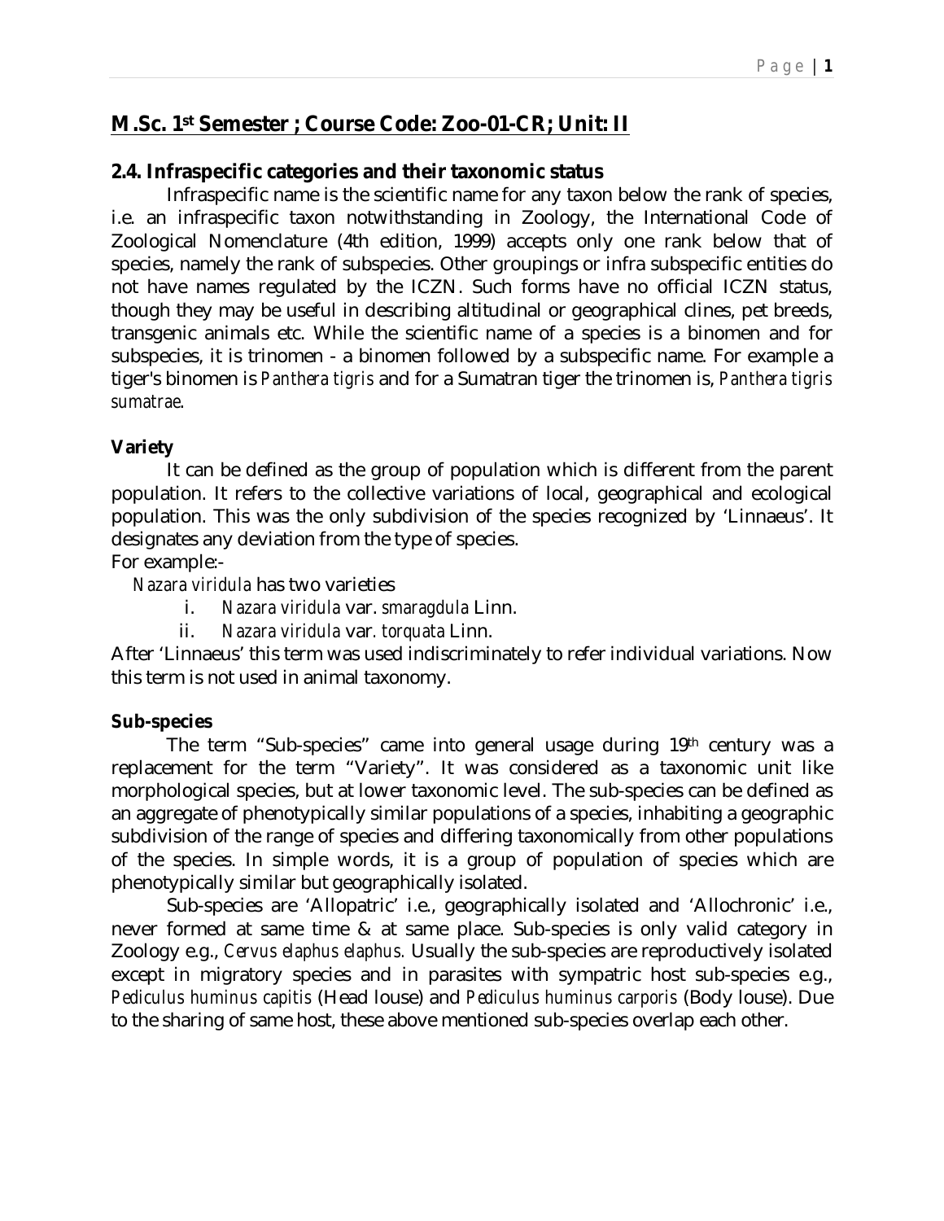## M.Sc. 1st Semester ; Course Code: Zoo-01-CR; Unit: II

### 2.4. Infraspecific categories and their taxonomic status

Infraspecific name is the scientific name for any taxon below the rank of species, i.e. an infraspecific taxon notwithstanding in Zoology, the International Code of Zoological Nomenclature (4th edition, 1999) accepts only one rank below that of species, namely the rank of subspecies. Other groupings or infra subspecific entities do not have names regulated by the ICZN. Such forms have no official ICZN status, though they may be useful in describing altitudinal or geographical clines, pet breeds, transgenic animals etc. While the scientific name of a species is a binomen and for subspecies, it is trinomen - a binomen followed by a subspecific name. For example a tiger's binomen is *Panthera tigris* and for a Sumatran tiger the trinomen is, *Panthera tigris sumatrae*.

**Variety**

It can be defined as the group of population which is different from the parent population. It refers to the collective variations of local, geographical and ecological population. This was the only subdivision of the species recognized by 'Linnaeus'. It designates any deviation from the type of species.

For example:-

*Nazara viridula* has two varieties

i. *Nazara viridula* var. *smaragdula* Linn.

ii. *Nazara viridula* var. *torquata* Linn.

After 'Linnaeus' this term was used indiscriminately to refer individual variations. Now this term is not used in animal taxonomy.

**Sub-species**

The term "Sub-species" came into general usage during 19th century was a replacement for the term "Variety". It was considered as a taxonomic unit like morphological species, but at lower taxonomic level. The sub-species can be defined as an aggregate of phenotypically similar populations of a species, inhabiting a geographic subdivision of the range of species and differing taxonomically from other populations of the species. In simple words, it is a group of population of species which are phenotypically similar but geographically isolated.

Sub-species are 'Allopatric' i.e., geographically isolated and 'Allochronic' i.e., never formed at same time & at same place. Sub-species is only valid category in Zoology e.g., *Cervus elaphus elaphus.* Usually the sub-species are reproductively isolated except in migratory species and in parasites with sympatric host sub-species e.g., *Pediculus huminus capitis* (Head louse) and *Pediculus huminus carporis* (Body louse). Due to the sharing of same host, these above mentioned sub-species overlap each other.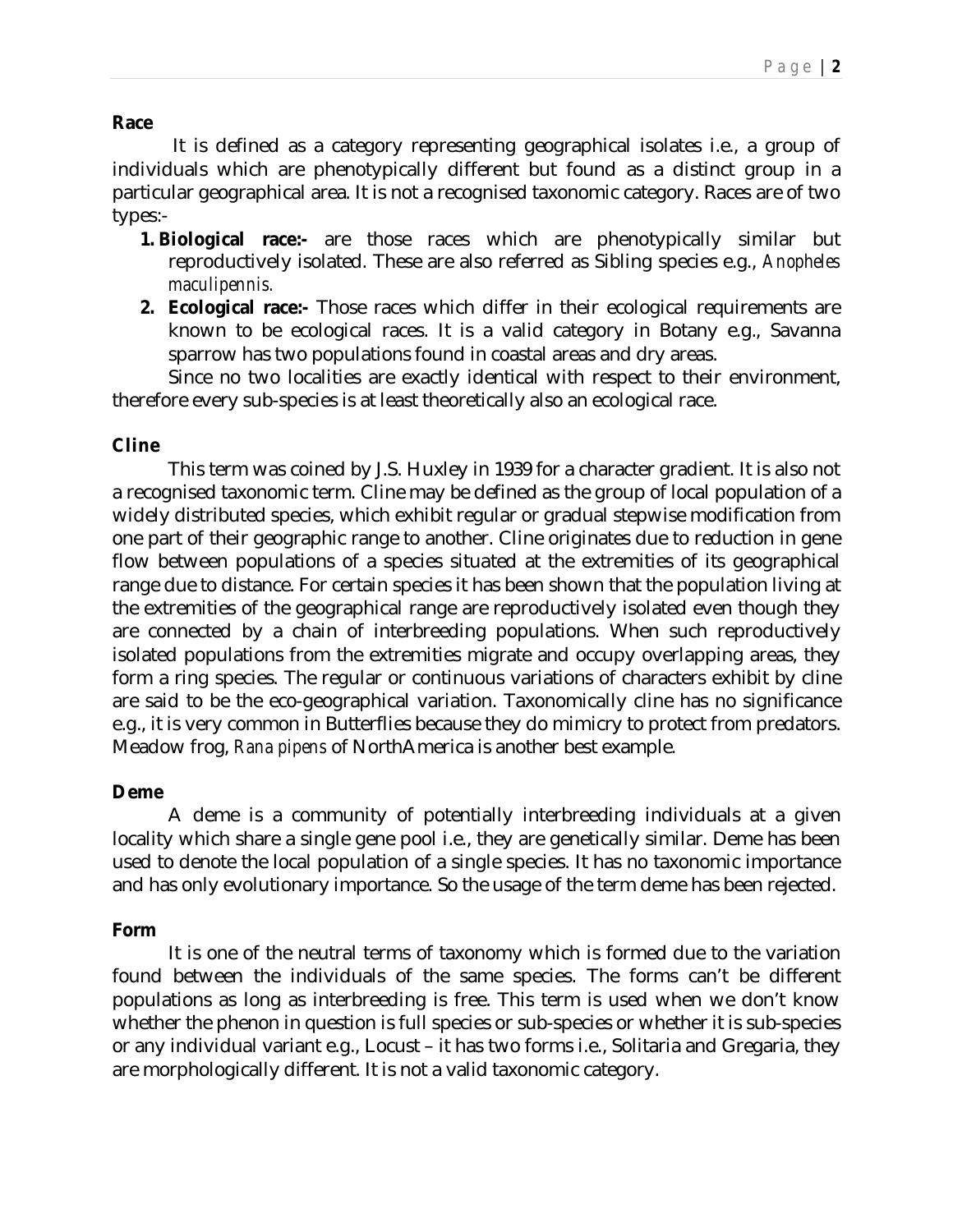**Race**

It is defined as a category representing geographical isolates i.e., a group of individuals which are phenotypically different but found as a distinct group in a particular geographical area. It is not a recognised taxonomic category. Races are of two types:-

1. **Biological race:-** are those races which are phenotypically similar but reproductively isolated. These are also referred as Sibling species e.g., *Anopheles maculipennis.*
2. **Ecological race:-** Those races which differ in their ecological requirements are known to be ecological races. It is a valid category in Botany e.g., Savanna sparrow has two populations found in coastal areas and dry areas.

Since no two localities are exactly identical with respect to their environment, therefore every sub-species is at least theoretically also an ecological race.

**Cline**

This term was coined by J.S. Huxley in 1939 for a character gradient. It is also not a recognised taxonomic term. Cline may be defined as the group of local population of a widely distributed species, which exhibit regular or gradual stepwise modification from one part of their geographic range to another. Cline originates due to reduction in gene flow between populations of a species situated at the extremities of its geographical range due to distance. For certain species it has been shown that the population living at the extremities of the geographical range are reproductively isolated even though they are connected by a chain of interbreeding populations. When such reproductively isolated populations from the extremities migrate and occupy overlapping areas, they form a ring species. The regular or continuous variations of characters exhibit by cline are said to be the eco-geographical variation. Taxonomically cline has no significance e.g., it is very common in Butterflies because they do mimicry to protect from predators. Meadow frog, *Rana pipens* of NorthAmerica is another best example.

**Deme**

A deme is a community of potentially interbreeding individuals at a given locality which share a single gene pool i.e., they are genetically similar. Deme has been used to denote the local population of a single species. It has no taxonomic importance and has only evolutionary importance. So the usage of the term deme has been rejected.

**Form**

It is one of the neutral terms of taxonomy which is formed due to the variation found between the individuals of the same species. The forms can't be different populations as long as interbreeding is free. This term is used when we don't know whether the phenon in question is full species or sub-species or whether it is sub-species or any individual variant e.g., Locust – it has two forms i.e., Solitaria and Gregaria, they are morphologically different. It is not a valid taxonomic category.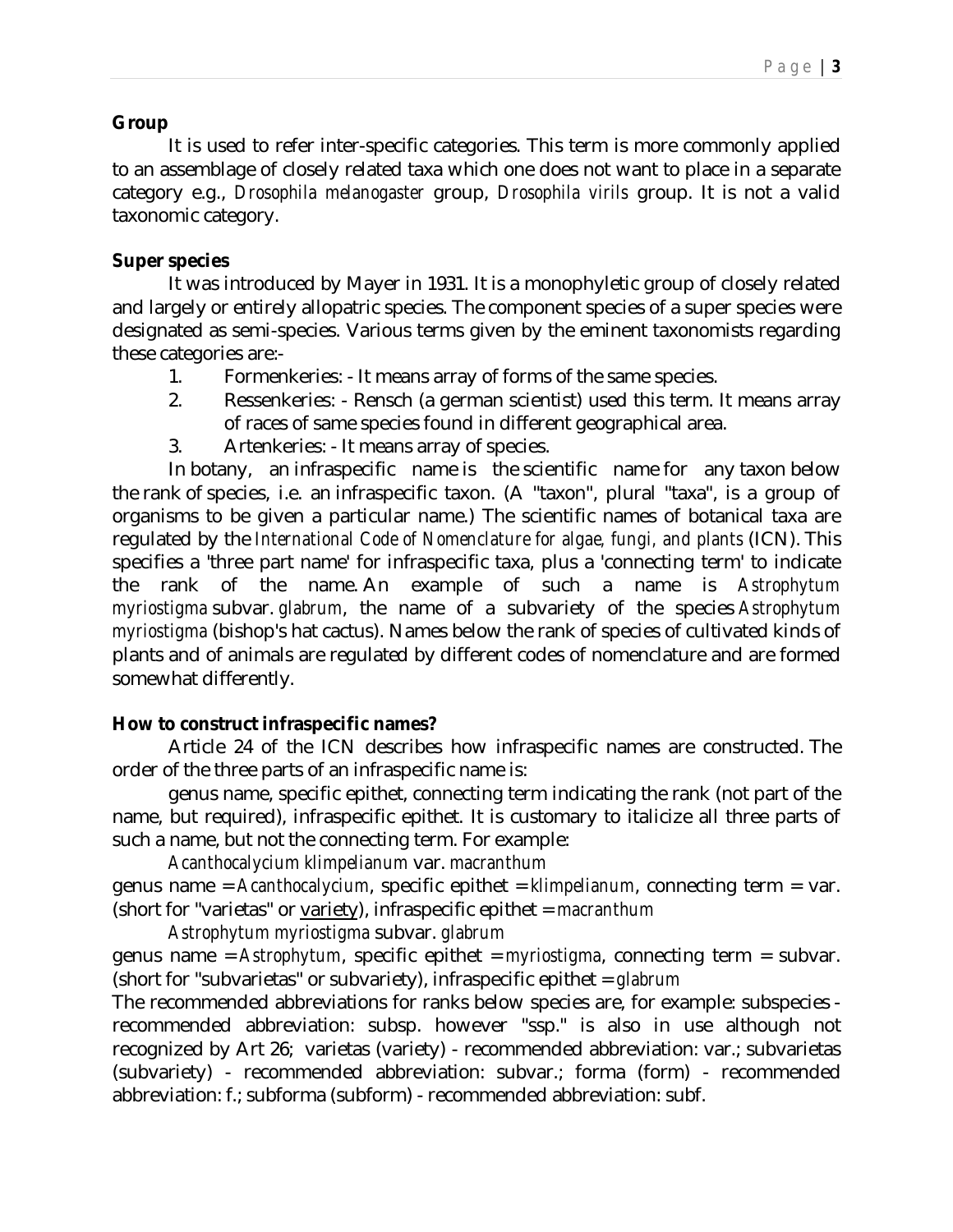**Group**

It is used to refer inter-specific categories. This term is more commonly applied to an assemblage of closely related taxa which one does not want to place in a separate category e.g., *Drosophila melanogaster* group, *Drosophila virils* group. It is not a valid taxonomic category.

**Super species**

It was introduced by Mayer in 1931. It is a monophyletic group of closely related and largely or entirely allopatric species. The component species of a super species were designated as semi-species. Various terms given by the eminent taxonomists regarding these categories are:-

1. Formenkeries: - It means array of forms of the same species.
2. Ressenkeries: - Rensch (a german scientist) used this term. It means array of races of same species found in different geographical area.
3. Artenkeries: - It means array of species.

In botany, an infraspecific name is the scientific name for any taxon below the rank of species, i.e. an infraspecific taxon. (A "taxon", plural "taxa", is a group of organisms to be given a particular name.) The scientific names of botanical taxa are regulated by the *International Code of Nomenclature for algae, fungi, and plants* (ICN). This specifies a 'three part name' for infraspecific taxa, plus a 'connecting term' to indicate the rank of the name. An example of such a name is *Astrophytum myriostigma* subvar. *glabrum*, the name of a subvariety of the species *Astrophytum myriostigma* (bishop's hat cactus). Names below the rank of species of cultivated kinds of plants and of animals are regulated by different codes of nomenclature and are formed somewhat differently.

**How to construct infraspecific names?**

Article 24 of the ICN describes how infraspecific names are constructed. The order of the three parts of an infraspecific name is:

genus name, specific epithet, connecting term indicating the rank (not part of the name, but required), infraspecific epithet. It is customary to italicize all three parts of such a name, but not the connecting term. For example:

*Acanthocalycium klimpelianum* var. *macranthum*

genus name = *Acanthocalycium*, specific epithet = *klimpelianum*, connecting term = var. (short for "varietas" or variety), infraspecific epithet = *macranthum*

*Astrophytum myriostigma* subvar. *glabrum*

genus name = *Astrophytum*, specific epithet = *myriostigma*, connecting term = subvar. (short for "subvarietas" or subvariety), infraspecific epithet = *glabrum*

The recommended abbreviations for ranks below species are, for example: subspecies - recommended abbreviation: subsp. however "ssp." is also in use although not recognized by Art 26; varietas (variety) - recommended abbreviation: var.; subvarietas (subvariety) - recommended abbreviation: subvar.; forma (form) - recommended abbreviation: f.; subforma (subform) - recommended abbreviation: subf.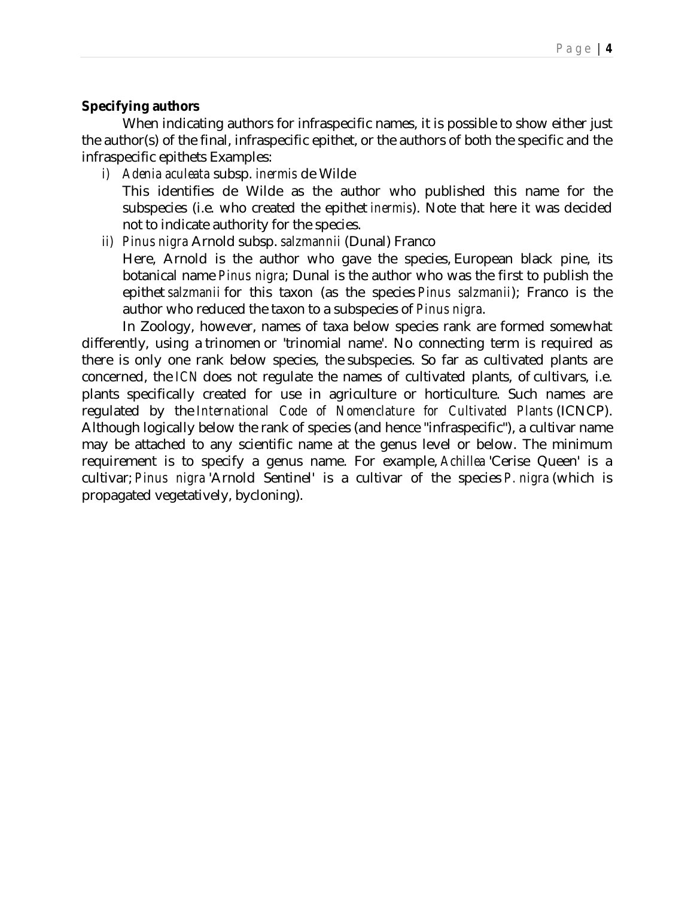**Specifying authors**

When indicating authors for infraspecific names, it is possible to show either just the author(s) of the final, infraspecific epithet, or the authors of both the specific and the infraspecific epithets Examples:

i) *Adenia aculeata* subsp. *inermis* de Wilde
   This identifies de Wilde as the author who published this name for the subspecies (i.e. who created the epithet *inermis*). Note that here it was decided not to indicate authority for the species.

ii) *Pinus nigra* Arnold subsp. *salzmannii* (Dunal) Franco
   Here, Arnold is the author who gave the species, European black pine, its botanical name *Pinus nigra*; Dunal is the author who was the first to publish the epithet *salzmanii* for this taxon (as the species *Pinus salzmanii*); Franco is the author who reduced the taxon to a subspecies of *Pinus nigra*.

In Zoology, however, names of taxa below species rank are formed somewhat differently, using a trinomen or 'trinomial name'. No connecting term is required as there is only one rank below species, the subspecies. So far as cultivated plants are concerned, the *ICN* does not regulate the names of cultivated plants, of cultivars, i.e. plants specifically created for use in agriculture or horticulture. Such names are regulated by the *International Code of Nomenclature for Cultivated Plants* (ICNCP). Although logically below the rank of species (and hence "infraspecific"), a cultivar name may be attached to any scientific name at the genus level or below. The minimum requirement is to specify a genus name. For example, *Achillea* 'Cerise Queen' is a cultivar; *Pinus nigra* 'Arnold Sentinel' is a cultivar of the species *P. nigra* (which is propagated vegetatively, bycloning).